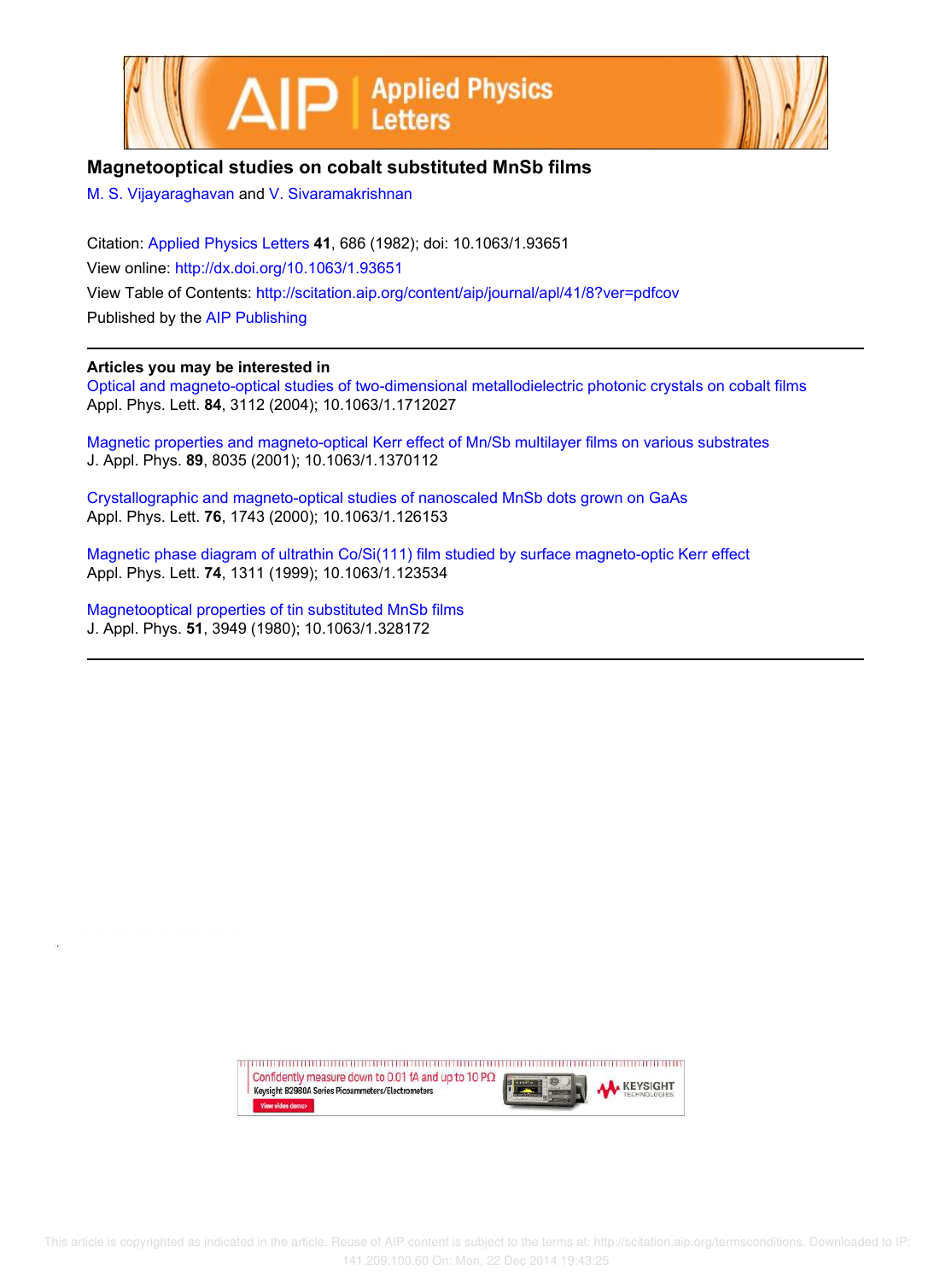# Magnetooptical studies on cobalt substituted MnSb films

M. S. Vijayaraghavan and V. Sivaramakrishnan

Citation: Applied Physics Letters **41**, 686 (1982); doi: 10.1063/1.93651

View online: http://dx.doi.org/10.1063/1.93651

View Table of Contents: http://scitation.aip.org/content/aip/journal/apl/41/8?ver=pdfcov

Published by the AIP Publishing

## Articles you may be interested in

Optical and magneto-optical studies of two-dimensional metallodielectric photonic crystals on cobalt films
Appl. Phys. Lett. **84**, 3112 (2004); 10.1063/1.1712027

Magnetic properties and magneto-optical Kerr effect of Mn/Sb multilayer films on various substrates
J. Appl. Phys. **89**, 8035 (2001); 10.1063/1.1370112

Crystallographic and magneto-optical studies of nanoscaled MnSb dots grown on GaAs
Appl. Phys. Lett. **76**, 1743 (2000); 10.1063/1.126153

Magnetic phase diagram of ultrathin Co/Si(111) film studied by surface magneto-optic Kerr effect
Appl. Phys. Lett. **74**, 1311 (1999); 10.1063/1.123534

Magnetooptical properties of tin substituted MnSb films
J. Appl. Phys. **51**, 3949 (1980); 10.1063/1.328172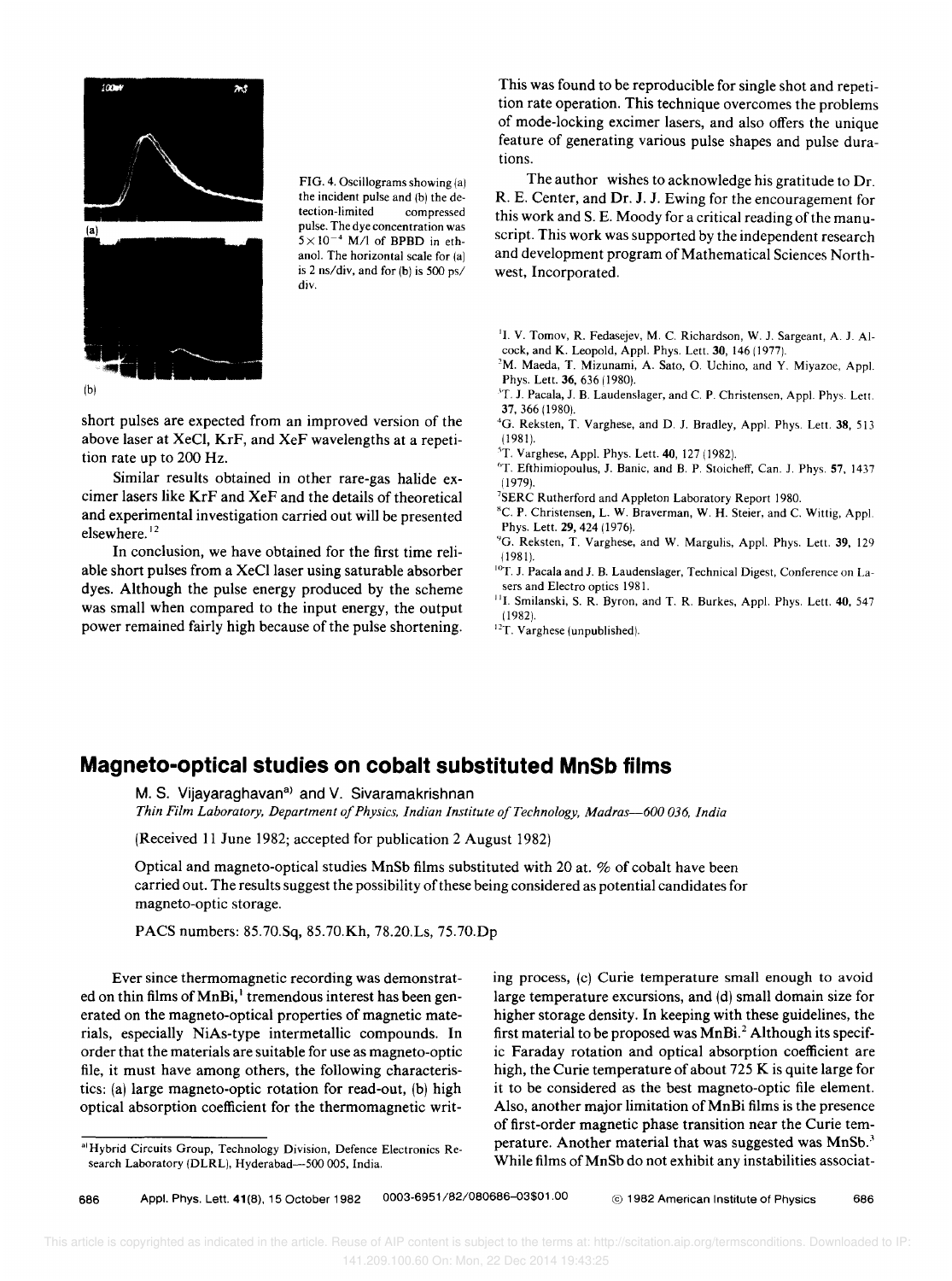FIG. 4. Oscillograms showing (a) the incident pulse and (b) the detection-limited compressed pulse. The dye concentration was $5 \times 10^{-4}$ M/l of BPBD in ethanol. The horizontal scale for (a) is 2 ns/div, and for (b) is 500 ps/div.

short pulses are expected from an improved version of the above laser at XeCl, KrF, and XeF wavelengths at a repetition rate up to 200 Hz.

Similar results obtained in other rare-gas halide excimer lasers like KrF and XeF and the details of theoretical and experimental investigation carried out will be presented elsewhere.[12]

In conclusion, we have obtained for the first time reliable short pulses from a XeCl laser using saturable absorber dyes. Although the pulse energy produced by the scheme was small when compared to the input energy, the output power remained fairly high because of the pulse shortening. This was found to be reproducible for single shot and repetition rate operation. This technique overcomes the problems of mode-locking excimer lasers, and also offers the unique feature of generating various pulse shapes and pulse durations.

The author wishes to acknowledge his gratitude to Dr. R. E. Center, and Dr. J. J. Ewing for the encouragement for this work and S. E. Moody for a critical reading of the manuscript. This work was supported by the independent research and development program of Mathematical Sciences Northwest, Incorporated.

[1] I. V. Tomov, R. Fedasejev, M. C. Richardson, W. J. Sargeant, A. J. Alcock, and K. Leopold, Appl. Phys. Lett. **30**, 146 (1977).
[2] M. Maeda, T. Mizunami, A. Sato, O. Uchino, and Y. Miyazoe, Appl. Phys. Lett. **36**, 636 (1980).
[3] T. J. Pacala, J. B. Laudenslager, and C. P. Christensen, Appl. Phys. Lett. **37**, 366 (1980).
[4] G. Reksten, T. Varghese, and D. J. Bradley, Appl. Phys. Lett. **38**, 513 (1981).
[5] T. Varghese, Appl. Phys. Lett. **40**, 127 (1982).
[6] T. Efthimiopoulus, J. Banic, and B. P. Stoicheff, Can. J. Phys. **57**, 1437 (1979).
[7] SERC Rutherford and Appleton Laboratory Report 1980.
[8] C. P. Christensen, L. W. Braverman, W. H. Steier, and C. Wittig, Appl. Phys. Lett. **29**, 424 (1976).
[9] G. Reksten, T. Varghese, and W. Margulis, Appl. Phys. Lett. **39**, 129 (1981).
[10] T. J. Pacala and J. B. Laudenslager, Technical Digest, Conference on Lasers and Electro optics 1981.
[11] I. Smilanski, S. R. Byron, and T. R. Burkes, Appl. Phys. Lett. **40**, 547 (1982).
[12] T. Varghese (unpublished).

# Magneto-optical studies on cobalt substituted MnSb films

M. S. Vijayaraghavan[a] and V. Sivaramakrishnan

*Thin Film Laboratory, Department of Physics, Indian Institute of Technology, Madras—600 036, India*

(Received 11 June 1982; accepted for publication 2 August 1982)

Optical and magneto-optical studies MnSb films substituted with 20 at. % of cobalt have been carried out. The results suggest the possibility of these being considered as potential candidates for magneto-optic storage.

PACS numbers: 85.70.Sq, 85.70.Kh, 78.20.Ls, 75.70.Dp

Ever since thermomagnetic recording was demonstrated on thin films of MnBi,[1] tremendous interest has been generated on the magneto-optical properties of magnetic materials, especially NiAs-type intermetallic compounds. In order that the materials are suitable for use as magneto-optic file, it must have among others, the following characteristics: (a) large magneto-optic rotation for read-out, (b) high optical absorption coefficient for the thermomagnetic writing process, (c) Curie temperature small enough to avoid large temperature excursions, and (d) small domain size for higher storage density. In keeping with these guidelines, the first material to be proposed was MnBi.[2] Although its specific Faraday rotation and optical absorption coefficient are high, the Curie temperature of about 725 K is quite large for it to be considered as the best magneto-optic file element. Also, another major limitation of MnBi films is the presence of first-order magnetic phase transition near the Curie temperature. Another material that was suggested was MnSb.[3] While films of MnSb do not exhibit any instabilities associat-

[a] Hybrid Circuits Group, Technology Division, Defence Electronics Research Laboratory (DLRL), Hyderabad—500 005, India.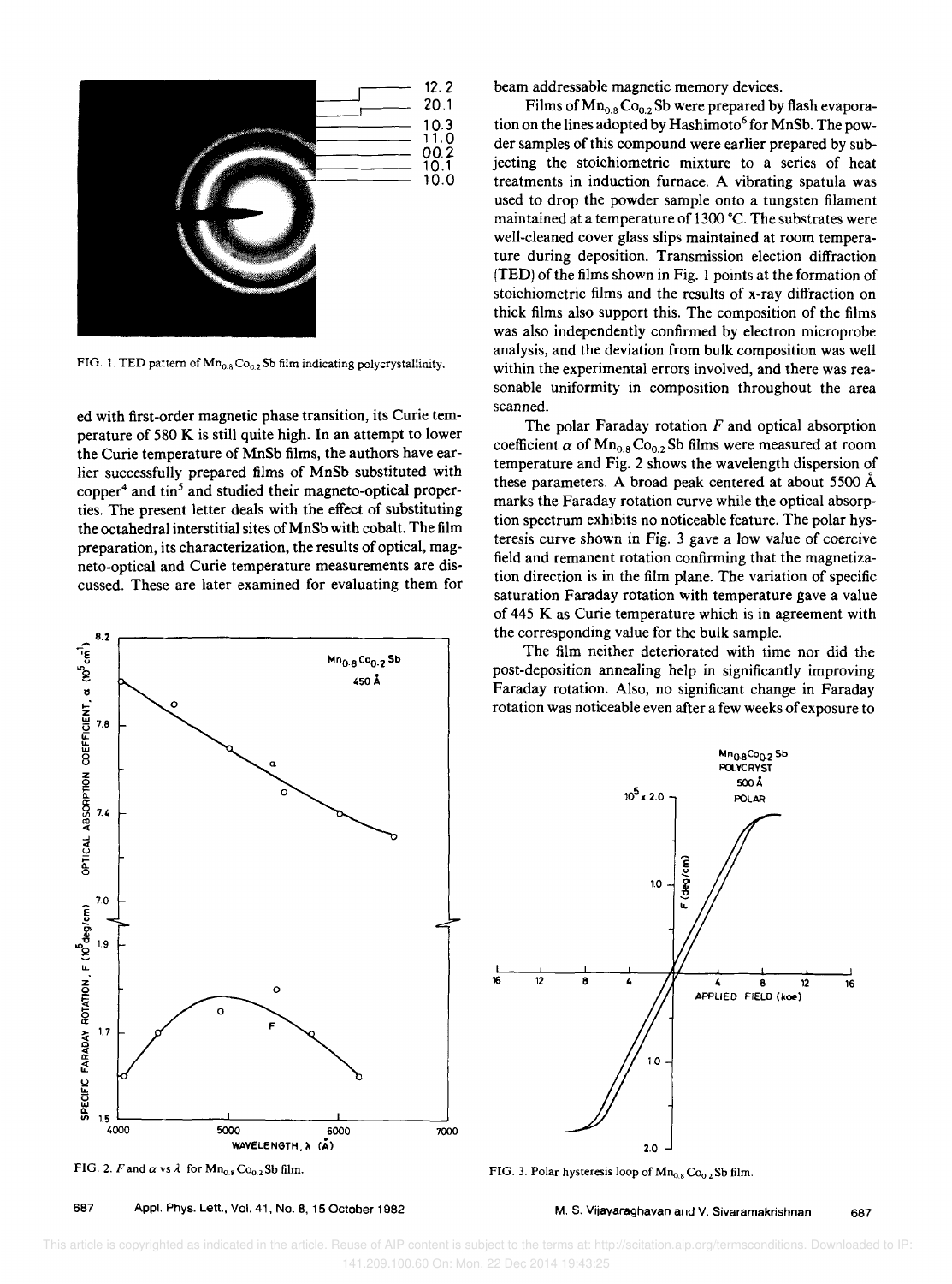FIG. 1. TED pattern of $Mn_{0.8}Co_{0.2}Sb$ film indicating polycrystallinity.

ed with first-order magnetic phase transition, its Curie temperature of 580 K is still quite high. In an attempt to lower the Curie temperature of MnSb films, the authors have earlier successfully prepared films of MnSb substituted with copper[4] and tin[5] and studied their magneto-optical properties. The present letter deals with the effect of substituting the octahedral interstitial sites of MnSb with cobalt. The film preparation, its characterization, the results of optical, magneto-optical and Curie temperature measurements are discussed. These are later examined for evaluating them for beam addressable magnetic memory devices.

Films of $Mn_{0.8}Co_{0.2}Sb$ were prepared by flash evaporation on the lines adopted by Hashimoto[6] for MnSb. The powder samples of this compound were earlier prepared by subjecting the stoichiometric mixture to a series of heat treatments in induction furnace. A vibrating spatula was used to drop the powder sample onto a tungsten filament maintained at a temperature of 1300 °C. The substrates were well-cleaned cover glass slips maintained at room temperature during deposition. Transmission election diffraction (TED) of the films shown in Fig. 1 points at the formation of stoichiometric films and the results of x-ray diffraction on thick films also support this. The composition of the films was also independently confirmed by electron microprobe analysis, and the deviation from bulk composition was well within the experimental errors involved, and there was reasonable uniformity in composition throughout the area scanned.

The polar Faraday rotation $F$ and optical absorption coefficient $\alpha$ of $Mn_{0.8}Co_{0.2}Sb$ films were measured at room temperature and Fig. 2 shows the wavelength dispersion of these parameters. A broad peak centered at about 5500 Å marks the Faraday rotation curve while the optical absorption spectrum exhibits no noticeable feature. The polar hysteresis curve shown in Fig. 3 gave a low value of coercive field and remanent rotation confirming that the magnetization direction is in the film plane. The variation of specific saturation Faraday rotation with temperature gave a value of 445 K as Curie temperature which is in agreement with the corresponding value for the bulk sample.

The film neither deteriorated with time nor did the post-deposition annealing help in significantly improving Faraday rotation. Also, no significant change in Faraday rotation was noticeable even after a few weeks of exposure to

FIG. 2. $F$ and $\alpha$ vs $\lambda$ for $Mn_{0.8}Co_{0.2}Sb$ film.

FIG. 3. Polar hysteresis loop of $Mn_{0.8}Co_{0.2}Sb$ film.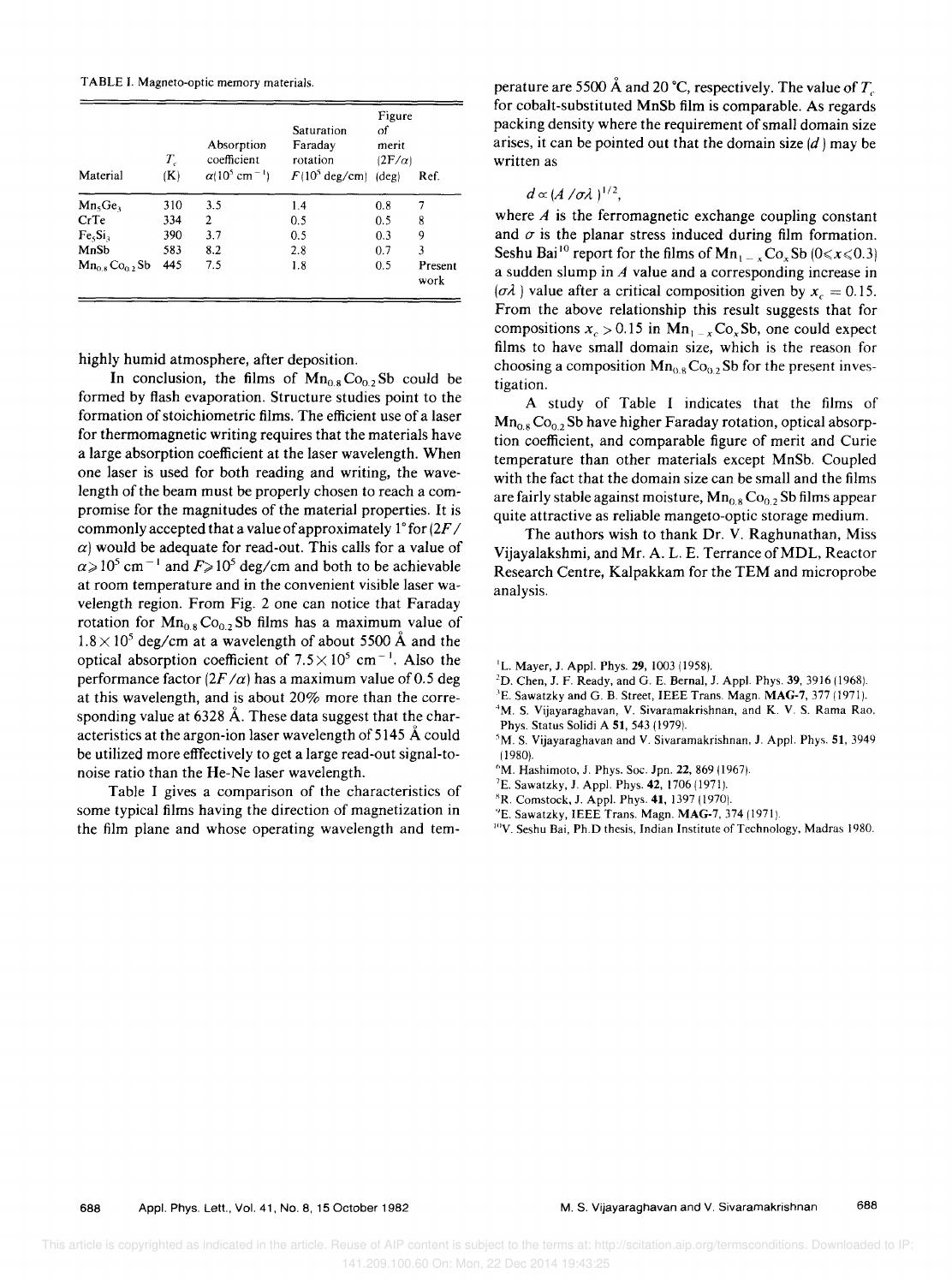TABLE I. Magneto-optic memory materials.

| Material | $T_c$ (K) | Absorption coefficient $\alpha(10^5\ \text{cm}^{-1})$ | Saturation Faraday rotation $F(10^5\ \text{deg/cm})$ | Figure of merit $(2F/\alpha)$ (deg) | Ref. |
|---|---|---|---|---|---|
| $Mn_5Ge_3$ | 310 | 3.5 | 1.4 | 0.8 | 7 |
| CrTe | 334 | 2 | 0.5 | 0.5 | 8 |
| $Fe_5Si_3$ | 390 | 3.7 | 0.5 | 0.3 | 9 |
| MnSb | 583 | 8.2 | 2.8 | 0.7 | 3 |
| $Mn_{0.8}Co_{0.2}Sb$ | 445 | 7.5 | 1.8 | 0.5 | Present work |

highly humid atmosphere, after deposition.

In conclusion, the films of $Mn_{0.8}Co_{0.2}Sb$ could be formed by flash evaporation. Structure studies point to the formation of stoichiometric films. The efficient use of a laser for thermomagnetic writing requires that the materials have a large absorption coefficient at the laser wavelength. When one laser is used for both reading and writing, the wavelength of the beam must be properly chosen to reach a compromise for the magnitudes of the material properties. It is commonly accepted that a value of approximately 1° for $(2F/\alpha)$ would be adequate for read-out. This calls for a value of $\alpha \geqslant 10^5\ \text{cm}^{-1}$ and $F \geqslant 10^5$ deg/cm and both to be achievable at room temperature and in the convenient visible laser wavelength region. From Fig. 2 one can notice that Faraday rotation for $Mn_{0.8}Co_{0.2}Sb$ films has a maximum value of $1.8 \times 10^5$ deg/cm at a wavelength of about 5500 Å and the optical absorption coefficient of $7.5 \times 10^5\ \text{cm}^{-1}$. Also the performance factor $(2F/\alpha)$ has a maximum value of 0.5 deg at this wavelength, and is about 20% more than the corresponding value at 6328 Å. These data suggest that the characteristics at the argon-ion laser wavelength of 5145 Å could be utilized more efffectively to get a large read-out signal-to-noise ratio than the He-Ne laser wavelength.

Table I gives a comparison of the characteristics of some typical films having the direction of magnetization in the film plane and whose operating wavelength and temperature are 5500 Å and 20 °C, respectively. The value of $T_c$ for cobalt-substituted MnSb film is comparable. As regards packing density where the requirement of small domain size arises, it can be pointed out that the domain size $(d)$ may be written as

$$d \propto (A/\sigma\lambda)^{1/2},$$

where $A$ is the ferromagnetic exchange coupling constant and $\sigma$ is the planar stress induced during film formation. Seshu Bai[10] report for the films of $Mn_{1-x}Co_xSb$ $(0 \leqslant x \leqslant 0.3)$ a sudden slump in $A$ value and a corresponding increase in $(\sigma\lambda)$ value after a critical composition given by $x_c = 0.15$. From the above relationship this result suggests that for compositions $x_c > 0.15$ in $Mn_{1-x}Co_xSb$, one could expect films to have small domain size, which is the reason for choosing a composition $Mn_{0.8}Co_{0.2}Sb$ for the present investigation.

A study of Table I indicates that the films of $Mn_{0.8}Co_{0.2}Sb$ have higher Faraday rotation, optical absorption coefficient, and comparable figure of merit and Curie temperature than other materials except MnSb. Coupled with the fact that the domain size can be small and the films are fairly stable against moisture, $Mn_{0.8}Co_{0.2}Sb$ films appear quite attractive as reliable mangeto-optic storage medium.

The authors wish to thank Dr. V. Raghunathan, Miss Vijayalakshmi, and Mr. A. L. E. Terrance of MDL, Reactor Research Centre, Kalpakkam for the TEM and microprobe analysis.

[1] L. Mayer, J. Appl. Phys. **29**, 1003 (1958).
[2] D. Chen, J. F. Ready, and G. E. Bernal, J. Appl. Phys. **39**, 3916 (1968).
[3] E. Sawatzky and G. B. Street, IEEE Trans. Magn. **MAG-7**, 377 (1971).
[4] M. S. Vijayaraghavan, V. Sivaramakrishnan, and K. V. S. Rama Rao, Phys. Status Solidi A **51**, 543 (1979).
[5] M. S. Vijayaraghavan and V. Sivaramakrishnan, J. Appl. Phys. **51**, 3949 (1980).
[6] M. Hashimoto, J. Phys. Soc. Jpn. **22**, 869 (1967).
[7] E. Sawatzky, J. Appl. Phys. **42**, 1706 (1971).
[8] R. Comstock, J. Appl. Phys. **41**, 1397 (1970).
[9] E. Sawatzky, IEEE Trans. Magn. **MAG-7**, 374 (1971).
[10] V. Seshu Bai, Ph.D thesis, Indian Institute of Technology, Madras 1980.